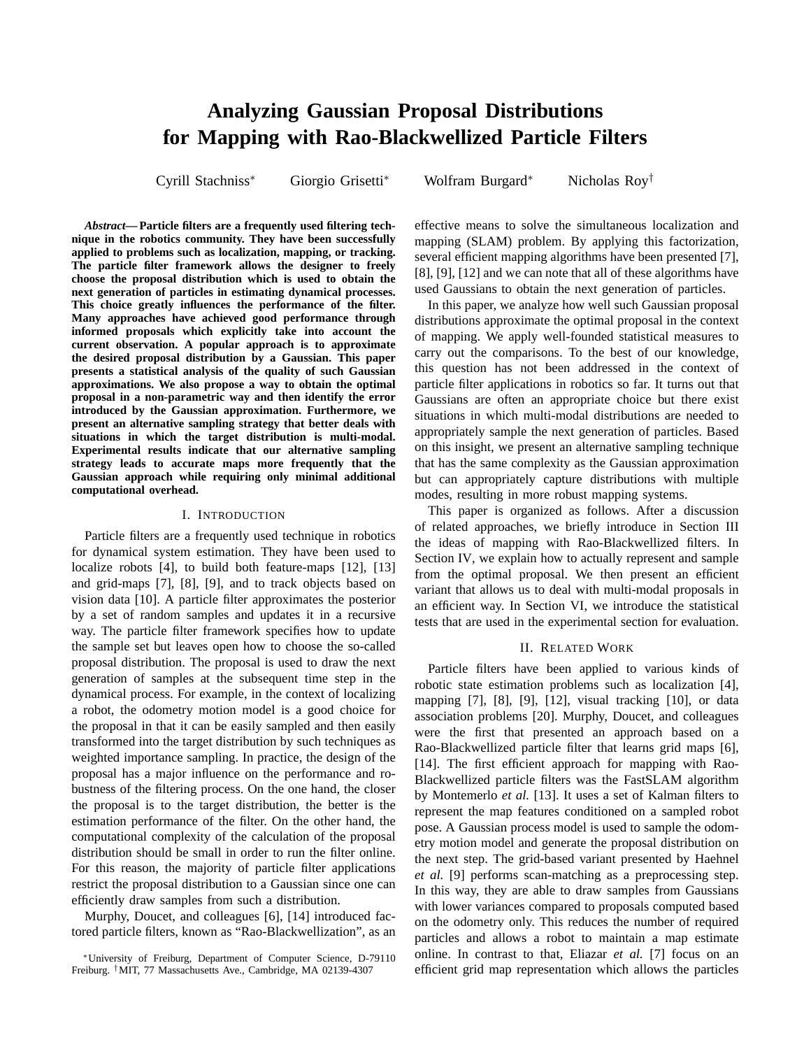# Analyzing Gaussian Proposal Distributions for Mapping with Rao-Blackwellized Particle Filters

Cyrill Stachniss* Giorgio Grisetti* Wolfram Burgard* Nicholas Roy†

***Abstract*— Particle filters are a frequently used filtering technique in the robotics community. They have been successfully applied to problems such as localization, mapping, or tracking. The particle filter framework allows the designer to freely choose the proposal distribution which is used to obtain the next generation of particles in estimating dynamical processes. This choice greatly influences the performance of the filter. Many approaches have achieved good performance through informed proposals which explicitly take into account the current observation. A popular approach is to approximate the desired proposal distribution by a Gaussian. This paper presents a statistical analysis of the quality of such Gaussian approximations. We also propose a way to obtain the optimal proposal in a non-parametric way and then identify the error introduced by the Gaussian approximation. Furthermore, we present an alternative sampling strategy that better deals with situations in which the target distribution is multi-modal. Experimental results indicate that our alternative sampling strategy leads to accurate maps more frequently that the Gaussian approach while requiring only minimal additional computational overhead.**

## I. Introduction

Particle filters are a frequently used technique in robotics for dynamical system estimation. They have been used to localize robots [4], to build both feature-maps [12], [13] and grid-maps [7], [8], [9], and to track objects based on vision data [10]. A particle filter approximates the posterior by a set of random samples and updates it in a recursive way. The particle filter framework specifies how to update the sample set but leaves open how to choose the so-called proposal distribution. The proposal is used to draw the next generation of samples at the subsequent time step in the dynamical process. For example, in the context of localizing a robot, the odometry motion model is a good choice for the proposal in that it can be easily sampled and then easily transformed into the target distribution by such techniques as weighted importance sampling. In practice, the design of the proposal has a major influence on the performance and robustness of the filtering process. On the one hand, the closer the proposal is to the target distribution, the better is the estimation performance of the filter. On the other hand, the computational complexity of the calculation of the proposal distribution should be small in order to run the filter online. For this reason, the majority of particle filter applications restrict the proposal distribution to a Gaussian since one can efficiently draw samples from such a distribution.

Murphy, Doucet, and colleagues [6], [14] introduced factored particle filters, known as "Rao-Blackwellization", as an effective means to solve the simultaneous localization and mapping (SLAM) problem. By applying this factorization, several efficient mapping algorithms have been presented [7], [8], [9], [12] and we can note that all of these algorithms have used Gaussians to obtain the next generation of particles.

In this paper, we analyze how well such Gaussian proposal distributions approximate the optimal proposal in the context of mapping. We apply well-founded statistical measures to carry out the comparisons. To the best of our knowledge, this question has not been addressed in the context of particle filter applications in robotics so far. It turns out that Gaussians are often an appropriate choice but there exist situations in which multi-modal distributions are needed to appropriately sample the next generation of particles. Based on this insight, we present an alternative sampling technique that has the same complexity as the Gaussian approximation but can appropriately capture distributions with multiple modes, resulting in more robust mapping systems.

This paper is organized as follows. After a discussion of related approaches, we briefly introduce in Section III the ideas of mapping with Rao-Blackwellized filters. In Section IV, we explain how to actually represent and sample from the optimal proposal. We then present an efficient variant that allows us to deal with multi-modal proposals in an efficient way. In Section VI, we introduce the statistical tests that are used in the experimental section for evaluation.

## II. Related Work

Particle filters have been applied to various kinds of robotic state estimation problems such as localization [4], mapping [7], [8], [9], [12], visual tracking [10], or data association problems [20]. Murphy, Doucet, and colleagues were the first that presented an approach based on a Rao-Blackwellized particle filter that learns grid maps [6], [14]. The first efficient approach for mapping with Rao-Blackwellized particle filters was the FastSLAM algorithm by Montemerlo *et al.* [13]. It uses a set of Kalman filters to represent the map features conditioned on a sampled robot pose. A Gaussian process model is used to sample the odometry motion model and generate the proposal distribution on the next step. The grid-based variant presented by Haehnel *et al.* [9] performs scan-matching as a preprocessing step. In this way, they are able to draw samples from Gaussians with lower variances compared to proposals computed based on the odometry only. This reduces the number of required particles and allows a robot to maintain a map estimate online. In contrast to that, Eliazar *et al.* [7] focus on an efficient grid map representation which allows the particles

*University of Freiburg, Department of Computer Science, D-79110 Freiburg. †MIT, 77 Massachusetts Ave., Cambridge, MA 02139-4307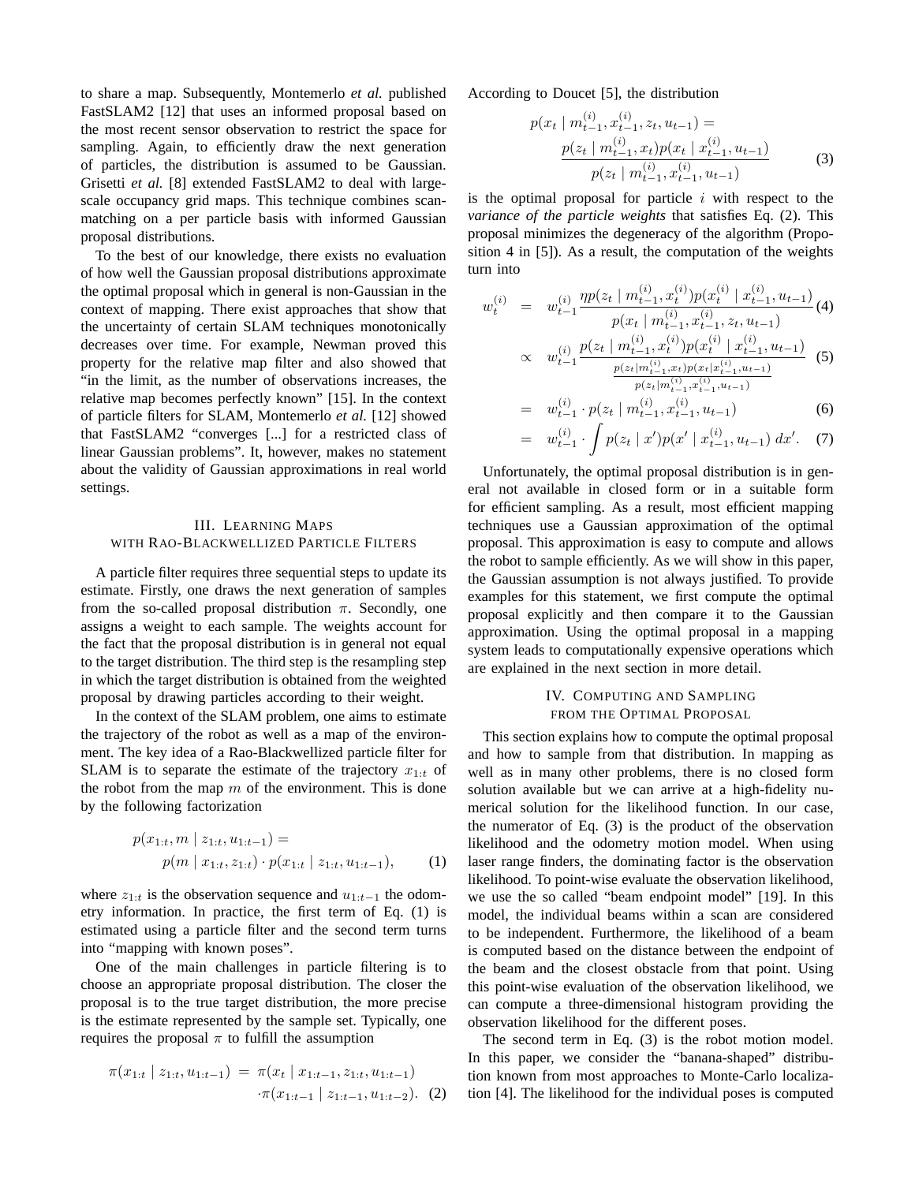to share a map. Subsequently, Montemerlo *et al.* published FastSLAM2 [12] that uses an informed proposal based on the most recent sensor observation to restrict the space for sampling. Again, to efficiently draw the next generation of particles, the distribution is assumed to be Gaussian. Grisetti *et al.* [8] extended FastSLAM2 to deal with large-scale occupancy grid maps. This technique combines scan-matching on a per particle basis with informed Gaussian proposal distributions.

To the best of our knowledge, there exists no evaluation of how well the Gaussian proposal distributions approximate the optimal proposal which in general is non-Gaussian in the context of mapping. There exist approaches that show that the uncertainty of certain SLAM techniques monotonically decreases over time. For example, Newman proved this property for the relative map filter and also showed that "in the limit, as the number of observations increases, the relative map becomes perfectly known" [15]. In the context of particle filters for SLAM, Montemerlo *et al.* [12] showed that FastSLAM2 "converges [...] for a restricted class of linear Gaussian problems". It, however, makes no statement about the validity of Gaussian approximations in real world settings.

## III. Learning Maps with Rao-Blackwellized Particle Filters

A particle filter requires three sequential steps to update its estimate. Firstly, one draws the next generation of samples from the so-called proposal distribution $\pi$. Secondly, one assigns a weight to each sample. The weights account for the fact that the proposal distribution is in general not equal to the target distribution. The third step is the resampling step in which the target distribution is obtained from the weighted proposal by drawing particles according to their weight.

In the context of the SLAM problem, one aims to estimate the trajectory of the robot as well as a map of the environment. The key idea of a Rao-Blackwellized particle filter for SLAM is to separate the estimate of the trajectory $x_{1:t}$ of the robot from the map $m$ of the environment. This is done by the following factorization

$$p(x_{1:t}, m \mid z_{1:t}, u_{1:t-1}) = p(m \mid x_{1:t}, z_{1:t}) \cdot p(x_{1:t} \mid z_{1:t}, u_{1:t-1}), \qquad (1)$$

where $z_{1:t}$ is the observation sequence and $u_{1:t-1}$ the odometry information. In practice, the first term of Eq. (1) is estimated using a particle filter and the second term turns into "mapping with known poses".

One of the main challenges in particle filtering is to choose an appropriate proposal distribution. The closer the proposal is to the true target distribution, the more precise is the estimate represented by the sample set. Typically, one requires the proposal $\pi$ to fulfill the assumption

$$\pi(x_{1:t} \mid z_{1:t}, u_{1:t-1}) = \pi(x_t \mid x_{1:t-1}, z_{1:t}, u_{1:t-1}) \cdot \pi(x_{1:t-1} \mid z_{1:t-1}, u_{1:t-2}). \qquad (2)$$

According to Doucet [5], the distribution

$$p(x_t \mid m_{t-1}^{(i)}, x_{t-1}^{(i)}, z_t, u_{t-1}) = \frac{p(z_t \mid m_{t-1}^{(i)}, x_t) p(x_t \mid x_{t-1}^{(i)}, u_{t-1})}{p(z_t \mid m_{t-1}^{(i)}, x_{t-1}^{(i)}, u_{t-1})} \qquad (3)$$

is the optimal proposal for particle $i$ with respect to the *variance of the particle weights* that satisfies Eq. (2). This proposal minimizes the degeneracy of the algorithm (Proposition 4 in [5]). As a result, the computation of the weights turn into

$$\begin{aligned}
w_t^{(i)} &= w_{t-1}^{(i)} \frac{\eta p(z_t \mid m_{t-1}^{(i)}, x_t^{(i)}) p(x_t^{(i)} \mid x_{t-1}^{(i)}, u_{t-1})}{p(x_t \mid m_{t-1}^{(i)}, x_{t-1}^{(i)}, z_t, u_{t-1})} && (4)\\
&\propto w_{t-1}^{(i)} \frac{p(z_t \mid m_{t-1}^{(i)}, x_t^{(i)}) p(x_t^{(i)} \mid x_{t-1}^{(i)}, u_{t-1})}{\frac{p(z_t \mid m_{t-1}^{(i)}, x_t) p(x_t \mid x_{t-1}^{(i)}, u_{t-1})}{p(z_t \mid m_{t-1}^{(i)}, x_{t-1}^{(i)}, u_{t-1})}} && (5)\\
&= w_{t-1}^{(i)} \cdot p(z_t \mid m_{t-1}^{(i)}, x_{t-1}^{(i)}, u_{t-1}) && (6)\\
&= w_{t-1}^{(i)} \cdot \int p(z_t \mid x') p(x' \mid x_{t-1}^{(i)}, u_{t-1}) \, dx'. && (7)
\end{aligned}$$

Unfortunately, the optimal proposal distribution is in general not available in closed form or in a suitable form for efficient sampling. As a result, most efficient mapping techniques use a Gaussian approximation of the optimal proposal. This approximation is easy to compute and allows the robot to sample efficiently. As we will show in this paper, the Gaussian assumption is not always justified. To provide examples for this statement, we first compute the optimal proposal explicitly and then compare it to the Gaussian approximation. Using the optimal proposal in a mapping system leads to computationally expensive operations which are explained in the next section in more detail.

## IV. Computing and Sampling from the Optimal Proposal

This section explains how to compute the optimal proposal and how to sample from that distribution. In mapping as well as in many other problems, there is no closed form solution available but we can arrive at a high-fidelity numerical solution for the likelihood function. In our case, the numerator of Eq. (3) is the product of the observation likelihood and the odometry motion model. When using laser range finders, the dominating factor is the observation likelihood. To point-wise evaluate the observation likelihood, we use the so called "beam endpoint model" [19]. In this model, the individual beams within a scan are considered to be independent. Furthermore, the likelihood of a beam is computed based on the distance between the endpoint of the beam and the closest obstacle from that point. Using this point-wise evaluation of the observation likelihood, we can compute a three-dimensional histogram providing the observation likelihood for the different poses.

The second term in Eq. (3) is the robot motion model. In this paper, we consider the "banana-shaped" distribution known from most approaches to Monte-Carlo localization [4]. The likelihood for the individual poses is computed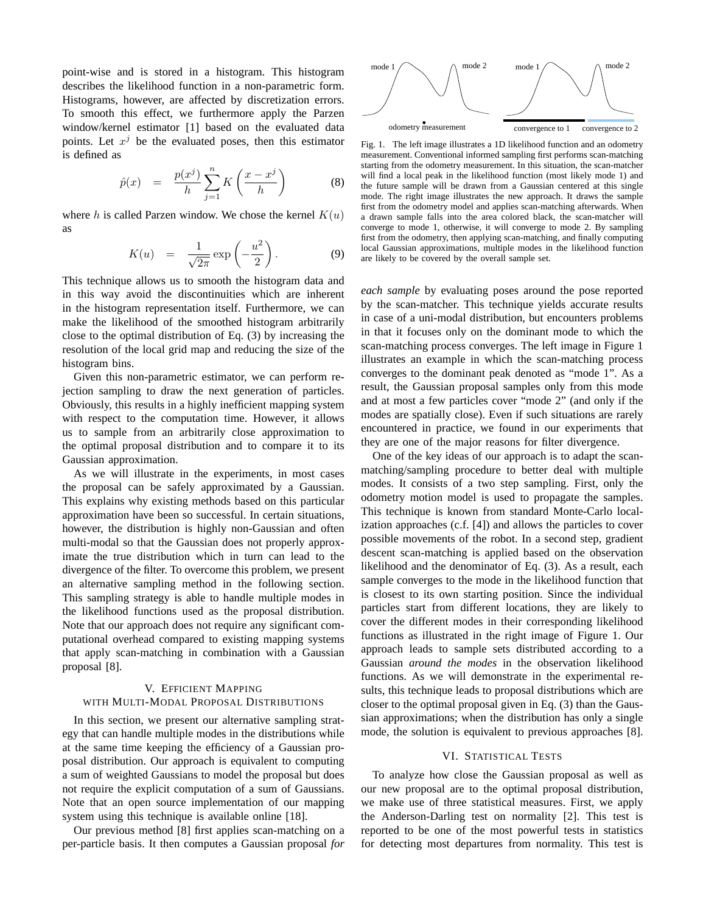point-wise and is stored in a histogram. This histogram describes the likelihood function in a non-parametric form. Histograms, however, are affected by discretization errors. To smooth this effect, we furthermore apply the Parzen window/kernel estimator [1] based on the evaluated data points. Let $x^j$ be the evaluated poses, then this estimator is defined as

$$\hat{p}(x) \quad = \quad \frac{p(x^j)}{h} \sum_{j=1}^{n} K\left(\frac{x - x^j}{h}\right) \tag{8}$$

where $h$ is called Parzen window. We chose the kernel $K(u)$ as

$$K(u) \quad = \quad \frac{1}{\sqrt{2\pi}} \exp\left(-\frac{u^2}{2}\right). \tag{9}$$

This technique allows us to smooth the histogram data and in this way avoid the discontinuities which are inherent in the histogram representation itself. Furthermore, we can make the likelihood of the smoothed histogram arbitrarily close to the optimal distribution of Eq. (3) by increasing the resolution of the local grid map and reducing the size of the histogram bins.

Given this non-parametric estimator, we can perform rejection sampling to draw the next generation of particles. Obviously, this results in a highly inefficient mapping system with respect to the computation time. However, it allows us to sample from an arbitrarily close approximation to the optimal proposal distribution and to compare it to its Gaussian approximation.

As we will illustrate in the experiments, in most cases the proposal can be safely approximated by a Gaussian. This explains why existing methods based on this particular approximation have been so successful. In certain situations, however, the distribution is highly non-Gaussian and often multi-modal so that the Gaussian does not properly approximate the true distribution which in turn can lead to the divergence of the filter. To overcome this problem, we present an alternative sampling method in the following section. This sampling strategy is able to handle multiple modes in the likelihood functions used as the proposal distribution. Note that our approach does not require any significant computational overhead compared to existing mapping systems that apply scan-matching in combination with a Gaussian proposal [8].

## V. Efficient Mapping with Multi-Modal Proposal Distributions

In this section, we present our alternative sampling strategy that can handle multiple modes in the distributions while at the same time keeping the efficiency of a Gaussian proposal distribution. Our approach is equivalent to computing a sum of weighted Gaussians to model the proposal but does not require the explicit computation of a sum of Gaussians. Note that an open source implementation of our mapping system using this technique is available online [18].

Our previous method [8] first applies scan-matching on a per-particle basis. It then computes a Gaussian proposal *for each sample* by evaluating poses around the pose reported by the scan-matcher. This technique yields accurate results in case of a uni-modal distribution, but encounters problems in that it focuses only on the dominant mode to which the scan-matching process converges. The left image in Figure 1 illustrates an example in which the scan-matching process converges to the dominant peak denoted as "mode 1". As a result, the Gaussian proposal samples only from this mode and at most a few particles cover "mode 2" (and only if the modes are spatially close). Even if such situations are rarely encountered in practice, we found in our experiments that they are one of the major reasons for filter divergence.

Fig. 1. The left image illustrates a 1D likelihood function and an odometry measurement. Conventional informed sampling first performs scan-matching starting from the odometry measurement. In this situation, the scan-matcher will find a local peak in the likelihood function (most likely mode 1) and the future sample will be drawn from a Gaussian centered at this single mode. The right image illustrates the new approach. It draws the sample first from the odometry model and applies scan-matching afterwards. When a drawn sample falls into the area colored black, the scan-matcher will converge to mode 1, otherwise, it will converge to mode 2. By sampling first from the odometry, then applying scan-matching, and finally computing local Gaussian approximations, multiple modes in the likelihood function are likely to be covered by the overall sample set.

One of the key ideas of our approach is to adapt the scan-matching/sampling procedure to better deal with multiple modes. It consists of a two step sampling. First, only the odometry motion model is used to propagate the samples. This technique is known from standard Monte-Carlo localization approaches (c.f. [4]) and allows the particles to cover possible movements of the robot. In a second step, gradient descent scan-matching is applied based on the observation likelihood and the denominator of Eq. (3). As a result, each sample converges to the mode in the likelihood function that is closest to its own starting position. Since the individual particles start from different locations, they are likely to cover the different modes in their corresponding likelihood functions as illustrated in the right image of Figure 1. Our approach leads to sample sets distributed according to a Gaussian *around the modes* in the observation likelihood functions. As we will demonstrate in the experimental results, this technique leads to proposal distributions which are closer to the optimal proposal given in Eq. (3) than the Gaussian approximations; when the distribution has only a single mode, the solution is equivalent to previous approaches [8].

## VI. Statistical Tests

To analyze how close the Gaussian proposal as well as our new proposal are to the optimal proposal distribution, we make use of three statistical measures. First, we apply the Anderson-Darling test on normality [2]. This test is reported to be one of the most powerful tests in statistics for detecting most departures from normality. This test is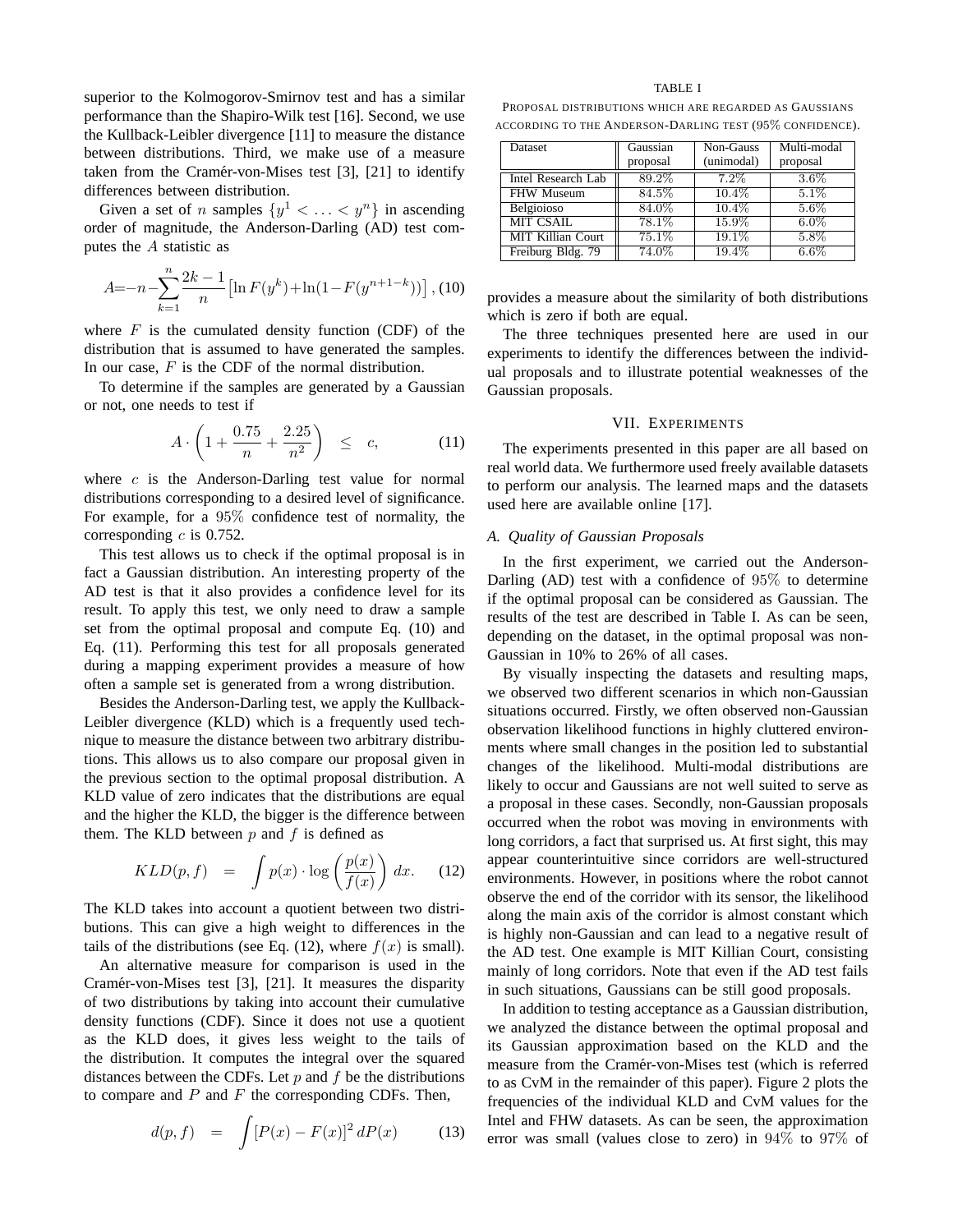superior to the Kolmogorov-Smirnov test and has a similar performance than the Shapiro-Wilk test [16]. Second, we use the Kullback-Leibler divergence [11] to measure the distance between distributions. Third, we make use of a measure taken from the Cramér-von-Mises test [3], [21] to identify differences between distribution.

Given a set of $n$ samples $\{y^1 < \ldots < y^n\}$ in ascending order of magnitude, the Anderson-Darling (AD) test computes the $A$ statistic as

$$A = -n - \sum_{k=1}^{n} \frac{2k-1}{n} \left[ \ln F(y^k) + \ln(1 - F(y^{n+1-k})) \right], \quad (10)$$

where $F$ is the cumulated density function (CDF) of the distribution that is assumed to have generated the samples. In our case, $F$ is the CDF of the normal distribution.

To determine if the samples are generated by a Gaussian or not, one needs to test if

$$A \cdot \left(1 + \frac{0.75}{n} + \frac{2.25}{n^2}\right) \quad \leq \quad c, \quad (11)$$

where $c$ is the Anderson-Darling test value for normal distributions corresponding to a desired level of significance. For example, for a $95\%$ confidence test of normality, the corresponding $c$ is 0.752.

This test allows us to check if the optimal proposal is in fact a Gaussian distribution. An interesting property of the AD test is that it also provides a confidence level for its result. To apply this test, we only need to draw a sample set from the optimal proposal and compute Eq. (10) and Eq. (11). Performing this test for all proposals generated during a mapping experiment provides a measure of how often a sample set is generated from a wrong distribution.

Besides the Anderson-Darling test, we apply the Kullback-Leibler divergence (KLD) which is a frequently used technique to measure the distance between two arbitrary distributions. This allows us to also compare our proposal given in the previous section to the optimal proposal distribution. A KLD value of zero indicates that the distributions are equal and the higher the KLD, the bigger is the difference between them. The KLD between $p$ and $f$ is defined as

$$KLD(p, f) \quad = \quad \int p(x) \cdot \log\left(\frac{p(x)}{f(x)}\right) \, dx. \quad (12)$$

The KLD takes into account a quotient between two distributions. This can give a high weight to differences in the tails of the distributions (see Eq. (12), where $f(x)$ is small).

An alternative measure for comparison is used in the Cramér-von-Mises test [3], [21]. It measures the disparity of two distributions by taking into account their cumulative density functions (CDF). Since it does not use a quotient as the KLD does, it gives less weight to the tails of the distribution. It computes the integral over the squared distances between the CDFs. Let $p$ and $f$ be the distributions to compare and $P$ and $F$ the corresponding CDFs. Then,

$$d(p, f) \quad = \quad \int [P(x) - F(x)]^2 \, dP(x) \quad (13)$$

provides a measure about the similarity of both distributions which is zero if both are equal.

The three techniques presented here are used in our experiments to identify the differences between the individual proposals and to illustrate potential weaknesses of the Gaussian proposals.

TABLE I

PROPOSAL DISTRIBUTIONS WHICH ARE REGARDED AS GAUSSIANS ACCORDING TO THE ANDERSON-DARLING TEST ($95\%$ CONFIDENCE).

| Dataset | Gaussian proposal | Non-Gauss (unimodal) | Multi-modal proposal |
|---|---|---|---|
| Intel Research Lab | 89.2% | 7.2% | 3.6% |
| FHW Museum | 84.5% | 10.4% | 5.1% |
| Belgioioso | 84.0% | 10.4% | 5.6% |
| MIT CSAIL | 78.1% | 15.9% | 6.0% |
| MIT Killian Court | 75.1% | 19.1% | 5.8% |
| Freiburg Bldg. 79 | 74.0% | 19.4% | 6.6% |

## VII. EXPERIMENTS

The experiments presented in this paper are all based on real world data. We furthermore used freely available datasets to perform our analysis. The learned maps and the datasets used here are available online [17].

### *A. Quality of Gaussian Proposals*

In the first experiment, we carried out the Anderson-Darling (AD) test with a confidence of $95\%$ to determine if the optimal proposal can be considered as Gaussian. The results of the test are described in Table I. As can be seen, depending on the dataset, in the optimal proposal was non-Gaussian in 10% to 26% of all cases.

By visually inspecting the datasets and resulting maps, we observed two different scenarios in which non-Gaussian situations occurred. Firstly, we often observed non-Gaussian observation likelihood functions in highly cluttered environments where small changes in the position led to substantial changes of the likelihood. Multi-modal distributions are likely to occur and Gaussians are not well suited to serve as a proposal in these cases. Secondly, non-Gaussian proposals occurred when the robot was moving in environments with long corridors, a fact that surprised us. At first sight, this may appear counterintuitive since corridors are well-structured environments. However, in positions where the robot cannot observe the end of the corridor with its sensor, the likelihood along the main axis of the corridor is almost constant which is highly non-Gaussian and can lead to a negative result of the AD test. One example is MIT Killian Court, consisting mainly of long corridors. Note that even if the AD test fails in such situations, Gaussians can be still good proposals.

In addition to testing acceptance as a Gaussian distribution, we analyzed the distance between the optimal proposal and its Gaussian approximation based on the KLD and the measure from the Cramér-von-Mises test (which is referred to as CvM in the remainder of this paper). Figure 2 plots the frequencies of the individual KLD and CvM values for the Intel and FHW datasets. As can be seen, the approximation error was small (values close to zero) in $94\%$ to $97\%$ of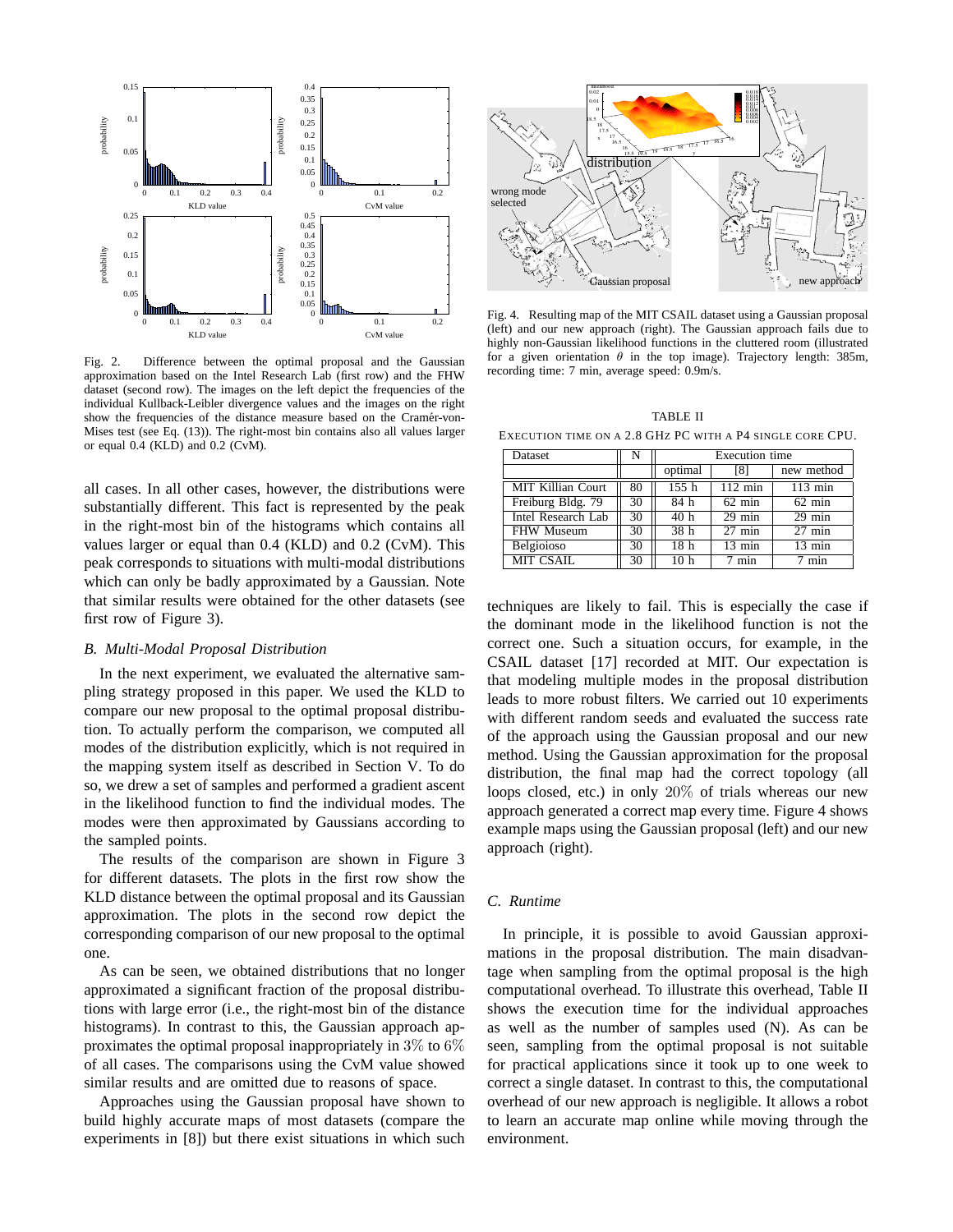Fig. 2. Difference between the optimal proposal and the Gaussian approximation based on the Intel Research Lab (first row) and the FHW dataset (second row). The images on the left depict the frequencies of the individual Kullback-Leibler divergence values and the images on the right show the frequencies of the distance measure based on the Cramér-von-Mises test (see Eq. (13)). The right-most bin contains also all values larger or equal 0.4 (KLD) and 0.2 (CvM).

all cases. In all other cases, however, the distributions were substantially different. This fact is represented by the peak in the right-most bin of the histograms which contains all values larger or equal than 0.4 (KLD) and 0.2 (CvM). This peak corresponds to situations with multi-modal distributions which can only be badly approximated by a Gaussian. Note that similar results were obtained for the other datasets (see first row of Figure 3).

### *B. Multi-Modal Proposal Distribution*

In the next experiment, we evaluated the alternative sampling strategy proposed in this paper. We used the KLD to compare our new proposal to the optimal proposal distribution. To actually perform the comparison, we computed all modes of the distribution explicitly, which is not required in the mapping system itself as described in Section V. To do so, we drew a set of samples and performed a gradient ascent in the likelihood function to find the individual modes. The modes were then approximated by Gaussians according to the sampled points.

The results of the comparison are shown in Figure 3 for different datasets. The plots in the first row show the KLD distance between the optimal proposal and its Gaussian approximation. The plots in the second row depict the corresponding comparison of our new proposal to the optimal one.

As can be seen, we obtained distributions that no longer approximated a significant fraction of the proposal distributions with large error (i.e., the right-most bin of the distance histograms). In contrast to this, the Gaussian approach approximates the optimal proposal inappropriately in $3\%$ to $6\%$ of all cases. The comparisons using the CvM value showed similar results and are omitted due to reasons of space.

Approaches using the Gaussian proposal have shown to build highly accurate maps of most datasets (compare the experiments in [8]) but there exist situations in which such techniques are likely to fail. This is especially the case if the dominant mode in the likelihood function is not the correct one. Such a situation occurs, for example, in the CSAIL dataset [17] recorded at MIT. Our expectation is that modeling multiple modes in the proposal distribution leads to more robust filters. We carried out 10 experiments with different random seeds and evaluated the success rate of the approach using the Gaussian proposal and our new method. Using the Gaussian approximation for the proposal distribution, the final map had the correct topology (all loops closed, etc.) in only $20\%$ of trials whereas our new approach generated a correct map every time. Figure 4 shows example maps using the Gaussian proposal (left) and our new approach (right).

Fig. 4. Resulting map of the MIT CSAIL dataset using a Gaussian proposal (left) and our new approach (right). The Gaussian approach fails due to highly non-Gaussian likelihood functions in the cluttered room (illustrated for a given orientation $\theta$ in the top image). Trajectory length: 385m, recording time: 7 min, average speed: 0.9m/s.

TABLE II

EXECUTION TIME ON A 2.8 GHZ PC WITH A P4 SINGLE CORE CPU.

| Dataset | N | Execution time | | |
|---|---|---|---|---|
| | | optimal | [8] | new method |
| MIT Killian Court | 80 | 155 h | 112 min | 113 min |
| Freiburg Bldg. 79 | 30 | 84 h | 62 min | 62 min |
| Intel Research Lab | 30 | 40 h | 29 min | 29 min |
| FHW Museum | 30 | 38 h | 27 min | 27 min |
| Belgioioso | 30 | 18 h | 13 min | 13 min |
| MIT CSAIL | 30 | 10 h | 7 min | 7 min |

### *C. Runtime*

In principle, it is possible to avoid Gaussian approximations in the proposal distribution. The main disadvantage when sampling from the optimal proposal is the high computational overhead. To illustrate this overhead, Table II shows the execution time for the individual approaches as well as the number of samples used (N). As can be seen, sampling from the optimal proposal is not suitable for practical applications since it took up to one week to correct a single dataset. In contrast to this, the computational overhead of our new approach is negligible. It allows a robot to learn an accurate map online while moving through the environment.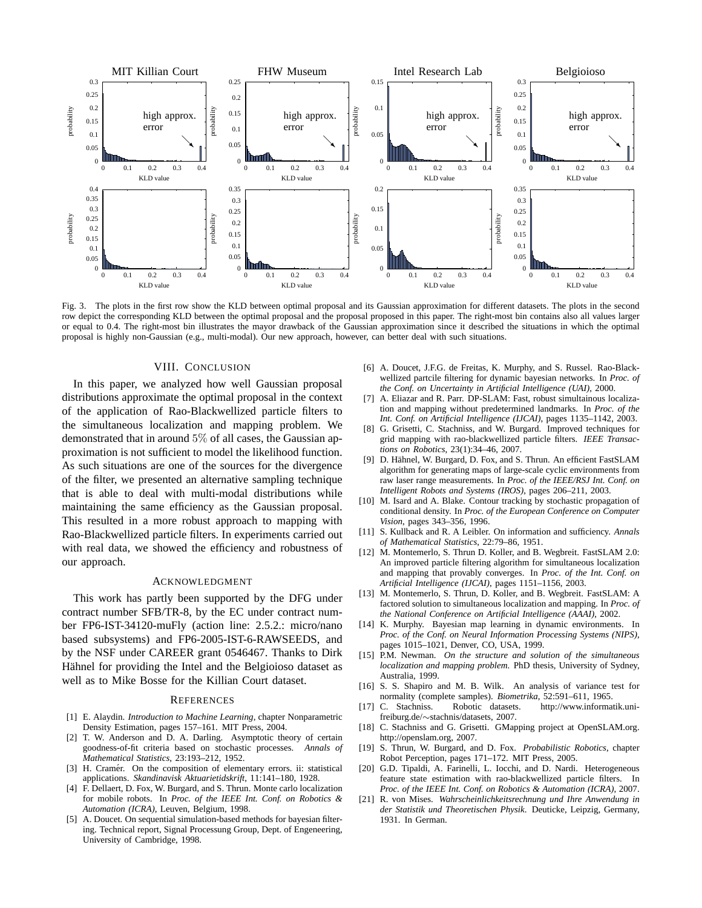MIT Killian Court

FHW Museum

Intel Research Lab

Belgioioso

high approx. error

probability

KLD value

Fig. 3. The plots in the first row show the KLD between optimal proposal and its Gaussian approximation for different datasets. The plots in the second row depict the corresponding KLD between the optimal proposal and the proposal proposed in this paper. The right-most bin contains also all values larger or equal to 0.4. The right-most bin illustrates the mayor drawback of the Gaussian approximation since it described the situations in which the optimal proposal is highly non-Gaussian (e.g., multi-modal). Our new approach, however, can better deal with such situations.

## VIII. Conclusion

In this paper, we analyzed how well Gaussian proposal distributions approximate the optimal proposal in the context of the application of Rao-Blackwellized particle filters to the simultaneous localization and mapping problem. We demonstrated that in around $5\%$ of all cases, the Gaussian approximation is not sufficient to model the likelihood function. As such situations are one of the sources for the divergence of the filter, we presented an alternative sampling technique that is able to deal with multi-modal distributions while maintaining the same efficiency as the Gaussian proposal. This resulted in a more robust approach to mapping with Rao-Blackwellized particle filters. In experiments carried out with real data, we showed the efficiency and robustness of our approach.

## Acknowledgment

This work has partly been supported by the DFG under contract number SFB/TR-8, by the EC under contract number FP6-IST-34120-muFly (action line: 2.5.2.: micro/nano based subsystems) and FP6-2005-IST-6-RAWSEEDS, and by the NSF under CAREER grant 0546467. Thanks to Dirk Hähnel for providing the Intel and the Belgioioso dataset as well as to Mike Bosse for the Killian Court dataset.

## References

[1] E. Alaydin. *Introduction to Machine Learning*, chapter Nonparametric Density Estimation, pages 157–161. MIT Press, 2004.

[2] T. W. Anderson and D. A. Darling. Asymptotic theory of certain goodness-of-fit criteria based on stochastic processes. *Annals of Mathematical Statistics*, 23:193–212, 1952.

[3] H. Cramér. On the composition of elementary errors. ii: statistical applications. *Skandinavisk Aktuarietidskrift*, 11:141–180, 1928.

[4] F. Dellaert, D. Fox, W. Burgard, and S. Thrun. Monte carlo localization for mobile robots. In *Proc. of the IEEE Int. Conf. on Robotics & Automation (ICRA)*, Leuven, Belgium, 1998.

[5] A. Doucet. On sequential simulation-based methods for bayesian filtering. Technical report, Signal Processung Group, Dept. of Engeneering, University of Cambridge, 1998.

[6] A. Doucet, J.F.G. de Freitas, K. Murphy, and S. Russel. Rao-Blackwellized partcile filtering for dynamic bayesian networks. In *Proc. of the Conf. on Uncertainty in Artificial Intelligence (UAI)*, 2000.

[7] A. Eliazar and R. Parr. DP-SLAM: Fast, robust simultainous localization and mapping without predetermined landmarks. In *Proc. of the Int. Conf. on Artificial Intelligence (IJCAI)*, pages 1135–1142, 2003.

[8] G. Grisetti, C. Stachniss, and W. Burgard. Improved techniques for grid mapping with rao-blackwellized particle filters. *IEEE Transactions on Robotics*, 23(1):34–46, 2007.

[9] D. Hähnel, W. Burgard, D. Fox, and S. Thrun. An efficient FastSLAM algorithm for generating maps of large-scale cyclic environments from raw laser range measurements. In *Proc. of the IEEE/RSJ Int. Conf. on Intelligent Robots and Systems (IROS)*, pages 206–211, 2003.

[10] M. Isard and A. Blake. Contour tracking by stochastic propagation of conditional density. In *Proc. of the European Conference on Computer Vision*, pages 343–356, 1996.

[11] S. Kullback and R. A Leibler. On information and sufficiency. *Annals of Mathematical Statistics*, 22:79–86, 1951.

[12] M. Montemerlo, S. Thrun D. Koller, and B. Wegbreit. FastSLAM 2.0: An improved particle filtering algorithm for simultaneous localization and mapping that provably converges. In *Proc. of the Int. Conf. on Artificial Intelligence (IJCAI)*, pages 1151–1156, 2003.

[13] M. Montemerlo, S. Thrun, D. Koller, and B. Wegbreit. FastSLAM: A factored solution to simultaneous localization and mapping. In *Proc. of the National Conference on Artificial Intelligence (AAAI)*, 2002.

[14] K. Murphy. Bayesian map learning in dynamic environments. In *Proc. of the Conf. on Neural Information Processing Systems (NIPS)*, pages 1015–1021, Denver, CO, USA, 1999.

[15] P.M. Newman. *On the structure and solution of the simultaneous localization and mapping problem*. PhD thesis, University of Sydney, Australia, 1999.

[16] S. S. Shapiro and M. B. Wilk. An analysis of variance test for normality (complete samples). *Biometrika*, 52:591–611, 1965.

[17] C. Stachniss. Robotic datasets. http://www.informatik.uni-freiburg.de/∼stachnis/datasets, 2007.

[18] C. Stachniss and G. Grisetti. GMapping project at OpenSLAM.org. http://openslam.org, 2007.

[19] S. Thrun, W. Burgard, and D. Fox. *Probabilistic Robotics*, chapter Robot Perception, pages 171–172. MIT Press, 2005.

[20] G.D. Tipaldi, A. Farinelli, L. Iocchi, and D. Nardi. Heterogeneous feature state estimation with rao-blackwellized particle filters. In *Proc. of the IEEE Int. Conf. on Robotics & Automation (ICRA)*, 2007.

[21] R. von Mises. *Wahrscheinlichkeitsrechnung und Ihre Anwendung in der Statistik und Theoretischen Physik*. Deuticke, Leipzig, Germany, 1931. In German.